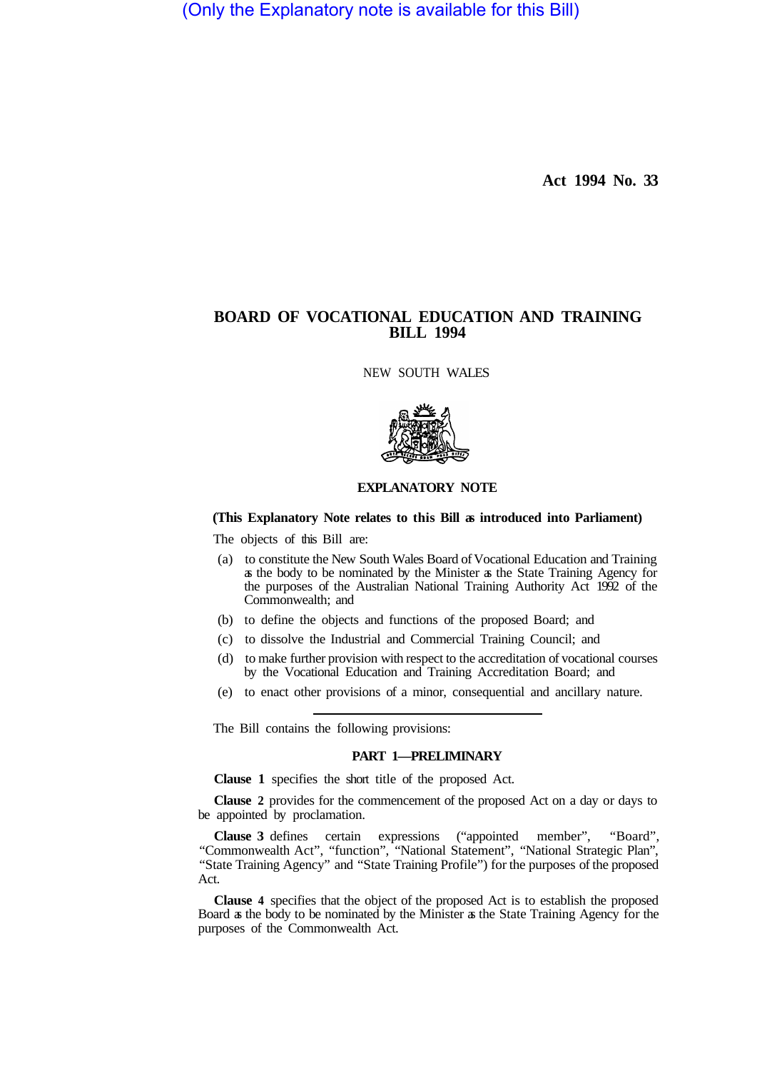(Only the Explanatory note is available for this Bill)

**Act 1994 No. 33**

# BOARD OF VOCATIONAL EDUCATION AND TRAINING BILL 1994

NEW SOUTH WALES

## EXPLANATORY NOTE

**(This Explanatory Note relates to this Bill as introduced into Parliament)**

The objects of this Bill are:

- (a) to constitute the New South Wales Board of Vocational Education and Training as the body to be nominated by the Minister as the State Training Agency for the purposes of the Australian National Training Authority Act 1992 of the Commonwealth; and
- (b) to define the objects and functions of the proposed Board; and
- (c) to dissolve the Industrial and Commercial Training Council; and
- (d) to make further provision with respect to the accreditation of vocational courses by the Vocational Education and Training Accreditation Board; and
- (e) to enact other provisions of a minor, consequential and ancillary nature.

---

The Bill contains the following provisions:

### PART 1—PRELIMINARY

**Clause 1** specifies the short title of the proposed Act.

**Clause 2** provides for the commencement of the proposed Act on a day or days to be appointed by proclamation.

**Clause 3** defines certain expressions ("appointed member", "Board", "Commonwealth Act", "function", "National Statement", "National Strategic Plan", "State Training Agency" and "State Training Profile") for the purposes of the proposed Act.

**Clause 4** specifies that the object of the proposed Act is to establish the proposed Board as the body to be nominated by the Minister as the State Training Agency for the purposes of the Commonwealth Act.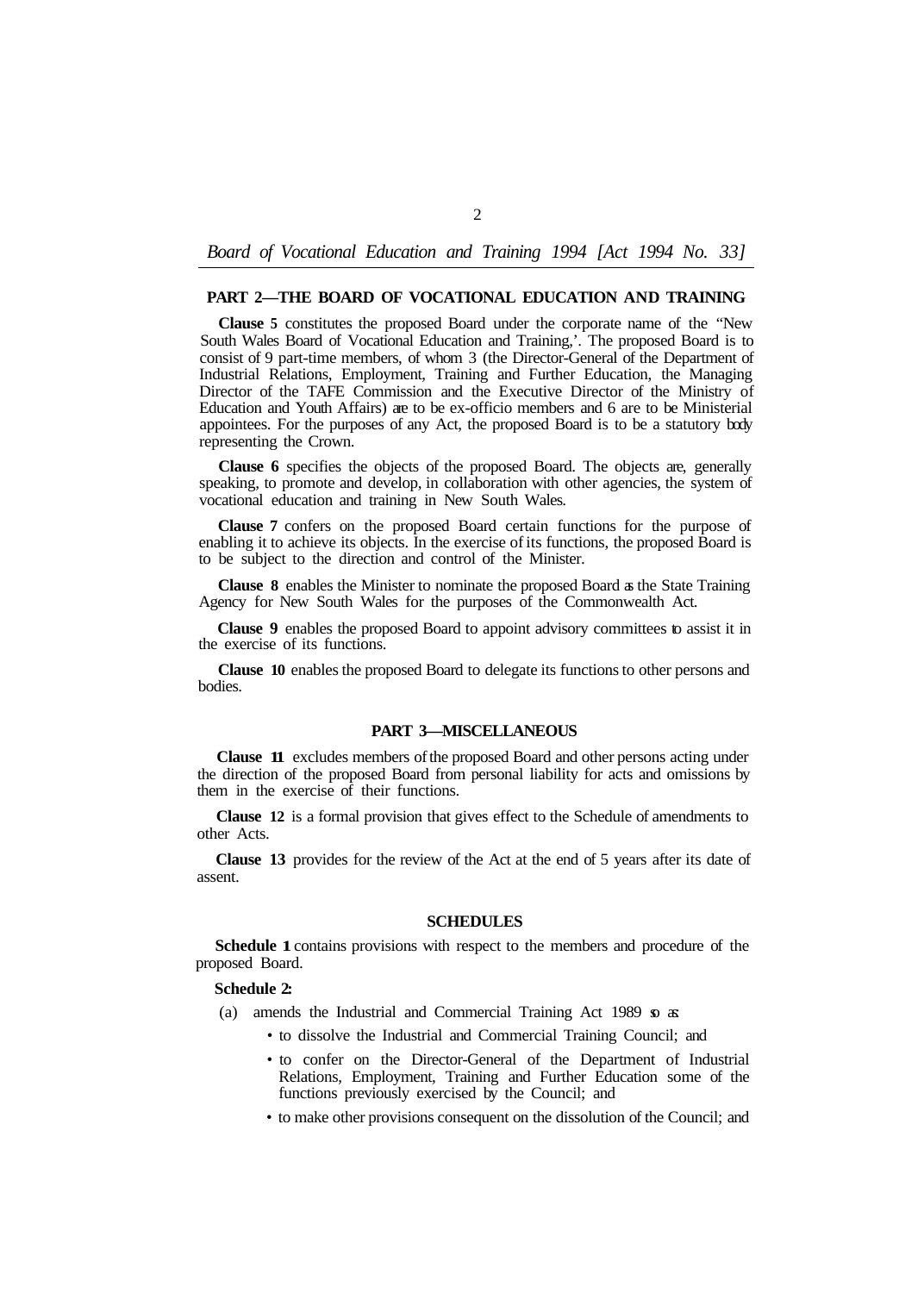## PART 2—THE BOARD OF VOCATIONAL EDUCATION AND TRAINING

**Clause 5** constitutes the proposed Board under the corporate name of the "New South Wales Board of Vocational Education and Training,'. The proposed Board is to consist of 9 part-time members, of whom 3 (the Director-General of the Department of Industrial Relations, Employment, Training and Further Education, the Managing Director of the TAFE Commission and the Executive Director of the Ministry of Education and Youth Affairs) are to be ex-officio members and 6 are to be Ministerial appointees. For the purposes of any Act, the proposed Board is to be a statutory body representing the Crown.

**Clause 6** specifies the objects of the proposed Board. The objects are, generally speaking, to promote and develop, in collaboration with other agencies, the system of vocational education and training in New South Wales.

**Clause 7** confers on the proposed Board certain functions for the purpose of enabling it to achieve its objects. In the exercise of its functions, the proposed Board is to be subject to the direction and control of the Minister.

**Clause 8** enables the Minister to nominate the proposed Board as the State Training Agency for New South Wales for the purposes of the Commonwealth Act.

**Clause 9** enables the proposed Board to appoint advisory committees to assist it in the exercise of its functions.

**Clause 10** enables the proposed Board to delegate its functions to other persons and bodies.

## PART 3—MISCELLANEOUS

**Clause 11** excludes members of the proposed Board and other persons acting under the direction of the proposed Board from personal liability for acts and omissions by them in the exercise of their functions.

**Clause 12** is a formal provision that gives effect to the Schedule of amendments to other Acts.

**Clause 13** provides for the review of the Act at the end of 5 years after its date of assent.

## SCHEDULES

**Schedule 1** contains provisions with respect to the members and procedure of the proposed Board.

**Schedule 2:**

(a) amends the Industrial and Commercial Training Act 1989 so as:

- to dissolve the Industrial and Commercial Training Council; and
- to confer on the Director-General of the Department of Industrial Relations, Employment, Training and Further Education some of the functions previously exercised by the Council; and
- to make other provisions consequent on the dissolution of the Council; and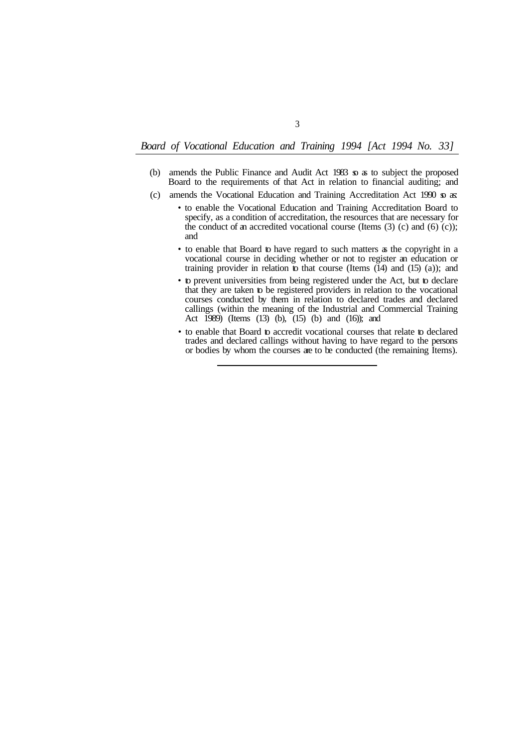(b) amends the Public Finance and Audit Act 1983 so as to subject the proposed Board to the requirements of that Act in relation to financial auditing; and

(c) amends the Vocational Education and Training Accreditation Act 1990 so as:

- to enable the Vocational Education and Training Accreditation Board to specify, as a condition of accreditation, the resources that are necessary for the conduct of an accredited vocational course (Items (3) (c) and (6) (c)); and
- to enable that Board to have regard to such matters as the copyright in a vocational course in deciding whether or not to register an education or training provider in relation to that course (Items (14) and (15) (a)); and
- to prevent universities from being registered under the Act, but to declare that they are taken to be registered providers in relation to the vocational courses conducted by them in relation to declared trades and declared callings (within the meaning of the Industrial and Commercial Training Act 1989) (Items (13) (b), (15) (b) and (16)); and
- to enable that Board to accredit vocational courses that relate to declared trades and declared callings without having to have regard to the persons or bodies by whom the courses are to be conducted (the remaining Items).